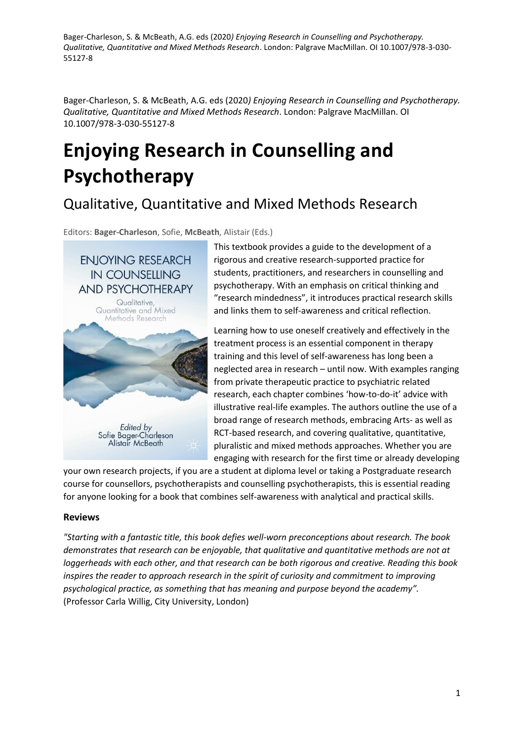Bager-Charleson, S. & McBeath, A.G. eds (2020*) Enjoying Research in Counselling and Psychotherapy. Qualitative, Quantitative and Mixed Methods Research*. London: Palgrave MacMillan. OI 10.1007/978-3-030-55127-8

# Enjoying Research in Counselling and Psychotherapy

## Qualitative, Quantitative and Mixed Methods Research

Editors: **Bager-Charleson**, Sofie, **McBeath**, Alistair (Eds.)

This textbook provides a guide to the development of a rigorous and creative research-supported practice for students, practitioners, and researchers in counselling and psychotherapy. With an emphasis on critical thinking and "research mindedness", it introduces practical research skills and links them to self-awareness and critical reflection.

Learning how to use oneself creatively and effectively in the treatment process is an essential component in therapy training and this level of self-awareness has long been a neglected area in research – until now. With examples ranging from private therapeutic practice to psychiatric related research, each chapter combines 'how-to-do-it' advice with illustrative real-life examples. The authors outline the use of a broad range of research methods, embracing Arts- as well as RCT-based research, and covering qualitative, quantitative, pluralistic and mixed methods approaches. Whether you are engaging with research for the first time or already developing your own research projects, if you are a student at diploma level or taking a Postgraduate research course for counsellors, psychotherapists and counselling psychotherapists, this is essential reading for anyone looking for a book that combines self-awareness with analytical and practical skills.

### Reviews

*"Starting with a fantastic title, this book defies well-worn preconceptions about research. The book demonstrates that research can be enjoyable, that qualitative and quantitative methods are not at loggerheads with each other, and that research can be both rigorous and creative. Reading this book inspires the reader to approach research in the spirit of curiosity and commitment to improving psychological practice, as something that has meaning and purpose beyond the academy".*
(Professor Carla Willig, City University, London)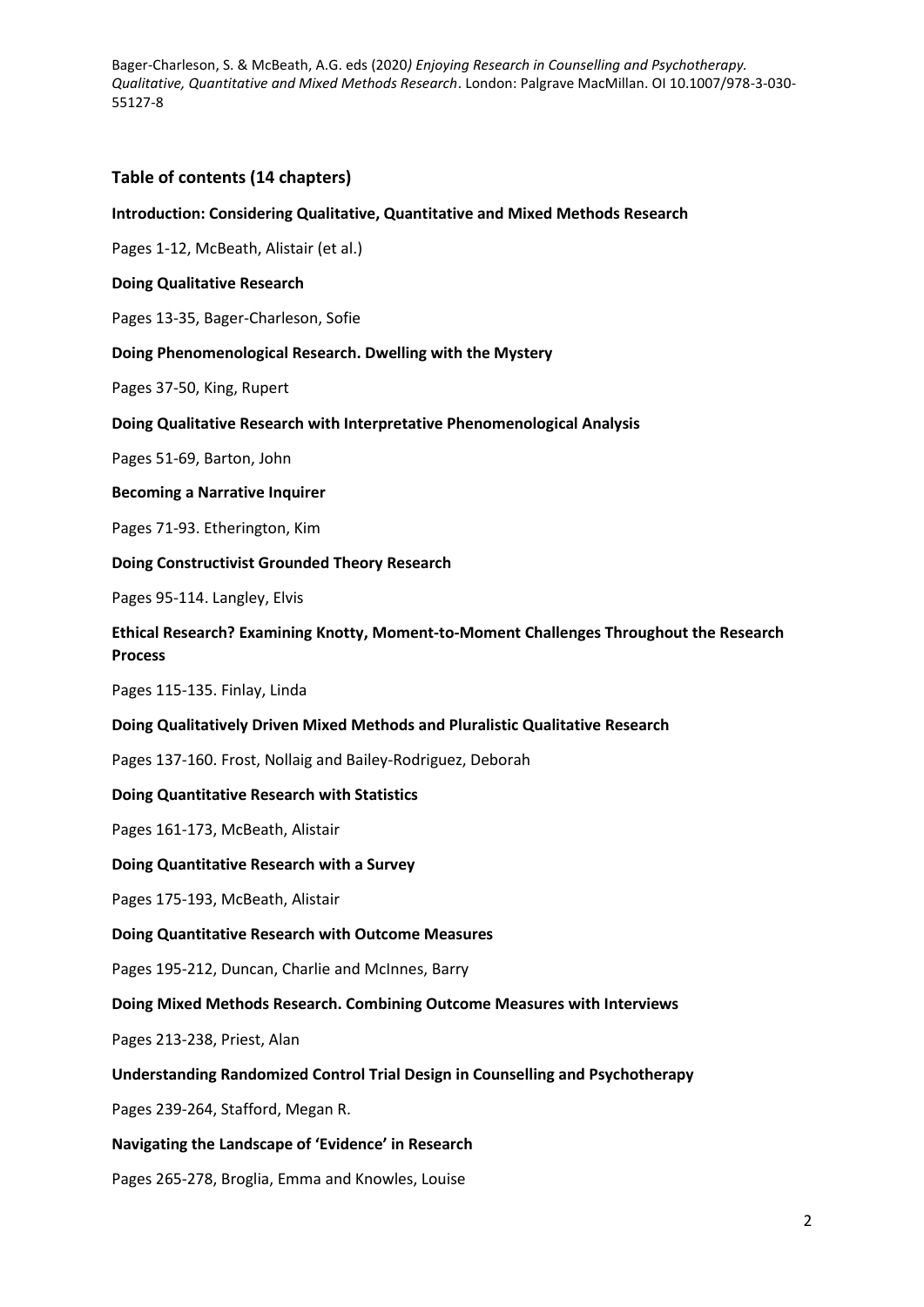Bager-Charleson, S. & McBeath, A.G. eds (2020*) Enjoying Research in Counselling and Psychotherapy. Qualitative, Quantitative and Mixed Methods Research*. London: Palgrave MacMillan. OI 10.1007/978-3-030-55127-8

## Table of contents (14 chapters)

**Introduction: Considering Qualitative, Quantitative and Mixed Methods Research**

Pages 1-12, McBeath, Alistair (et al.)

**Doing Qualitative Research**

Pages 13-35, Bager-Charleson, Sofie

**Doing Phenomenological Research. Dwelling with the Mystery**

Pages 37-50, King, Rupert

**Doing Qualitative Research with Interpretative Phenomenological Analysis**

Pages 51-69, Barton, John

**Becoming a Narrative Inquirer**

Pages 71-93. Etherington, Kim

**Doing Constructivist Grounded Theory Research**

Pages 95-114. Langley, Elvis

**Ethical Research? Examining Knotty, Moment-to-Moment Challenges Throughout the Research Process**

Pages 115-135. Finlay, Linda

**Doing Qualitatively Driven Mixed Methods and Pluralistic Qualitative Research**

Pages 137-160. Frost, Nollaig and Bailey-Rodriguez, Deborah

**Doing Quantitative Research with Statistics**

Pages 161-173, McBeath, Alistair

**Doing Quantitative Research with a Survey**

Pages 175-193, McBeath, Alistair

**Doing Quantitative Research with Outcome Measures**

Pages 195-212, Duncan, Charlie and McInnes, Barry

**Doing Mixed Methods Research. Combining Outcome Measures with Interviews**

Pages 213-238, Priest, Alan

**Understanding Randomized Control Trial Design in Counselling and Psychotherapy**

Pages 239-264, Stafford, Megan R.

**Navigating the Landscape of 'Evidence' in Research**

Pages 265-278, Broglia, Emma and Knowles, Louise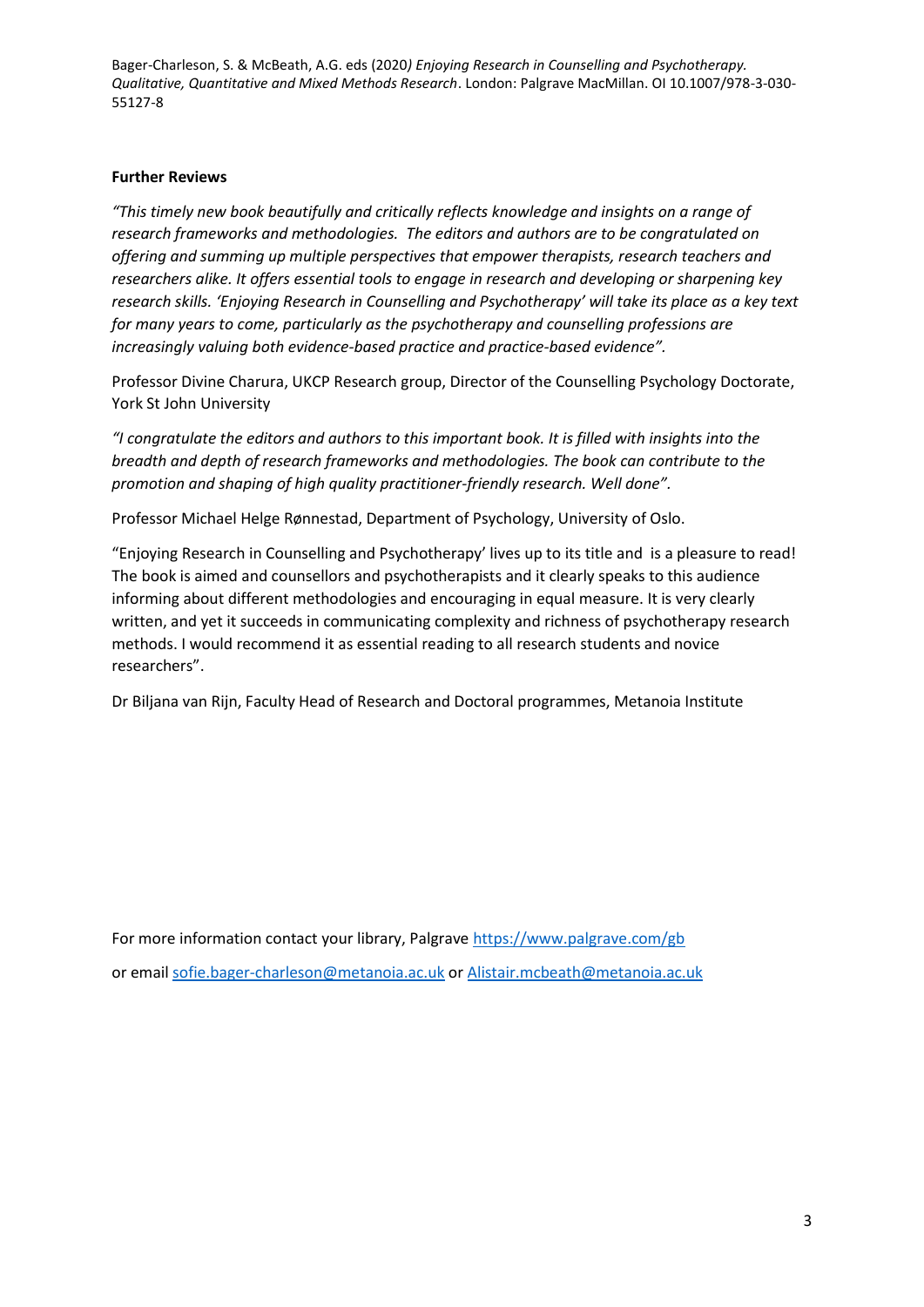Bager-Charleson, S. & McBeath, A.G. eds (2020*) Enjoying Research in Counselling and Psychotherapy. Qualitative, Quantitative and Mixed Methods Research*. London: Palgrave MacMillan. OI 10.1007/978-3-030-55127-8

**Further Reviews**

*"This timely new book beautifully and critically reflects knowledge and insights on a range of research frameworks and methodologies. The editors and authors are to be congratulated on offering and summing up multiple perspectives that empower therapists, research teachers and researchers alike. It offers essential tools to engage in research and developing or sharpening key research skills. 'Enjoying Research in Counselling and Psychotherapy' will take its place as a key text for many years to come, particularly as the psychotherapy and counselling professions are increasingly valuing both evidence-based practice and practice-based evidence".*

Professor Divine Charura, UKCP Research group, Director of the Counselling Psychology Doctorate, York St John University

*"I congratulate the editors and authors to this important book. It is filled with insights into the breadth and depth of research frameworks and methodologies. The book can contribute to the promotion and shaping of high quality practitioner-friendly research. Well done".*

Professor Michael Helge Rønnestad, Department of Psychology, University of Oslo.

"Enjoying Research in Counselling and Psychotherapy' lives up to its title and is a pleasure to read! The book is aimed and counsellors and psychotherapists and it clearly speaks to this audience informing about different methodologies and encouraging in equal measure. It is very clearly written, and yet it succeeds in communicating complexity and richness of psychotherapy research methods. I would recommend it as essential reading to all research students and novice researchers".

Dr Biljana van Rijn, Faculty Head of Research and Doctoral programmes, Metanoia Institute

For more information contact your library, Palgrave https://www.palgrave.com/gb

or email sofie.bager-charleson@metanoia.ac.uk or Alistair.mcbeath@metanoia.ac.uk